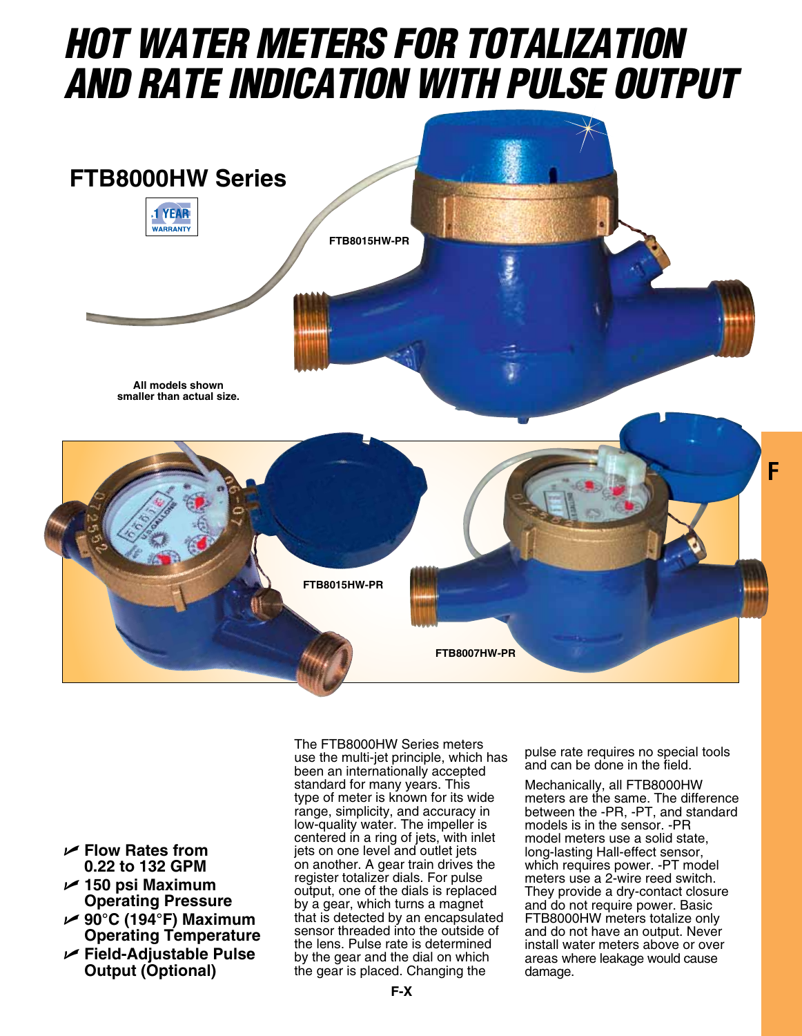# HOT WATER METERS FOR TOTALIZATION AND RATE INDICATION WITH PULSE OUTPUT

## FTB8000HW Series

1 YEAR WARRANTY

FTB8015HW-PR

All models shown smaller than actual size.

FTB8015HW-PR

FTB8007HW-PR

- **Flow Rates from 0.22 to 132 GPM**
- **150 psi Maximum Operating Pressure**
- **90°C (194°F) Maximum Operating Temperature**
- **Field-Adjustable Pulse Output (Optional)**

The FTB8000HW Series meters use the multi-jet principle, which has been an internationally accepted standard for many years. This type of meter is known for its wide range, simplicity, and accuracy in low-quality water. The impeller is centered in a ring of jets, with inlet jets on one level and outlet jets on another. A gear train drives the register totalizer dials. For pulse output, one of the dials is replaced by a gear, which turns a magnet that is detected by an encapsulated sensor threaded into the outside of the lens. Pulse rate is determined by the gear and the dial on which the gear is placed. Changing the pulse rate requires no special tools and can be done in the field.

Mechanically, all FTB8000HW meters are the same. The difference between the -PR, -PT, and standard models is in the sensor. -PR model meters use a solid state, long-lasting Hall-effect sensor, which requires power. -PT model meters use a 2-wire reed switch. They provide a dry-contact closure and do not require power. Basic FTB8000HW meters totalize only and do not have an output. Never install water meters above or over areas where leakage would cause damage.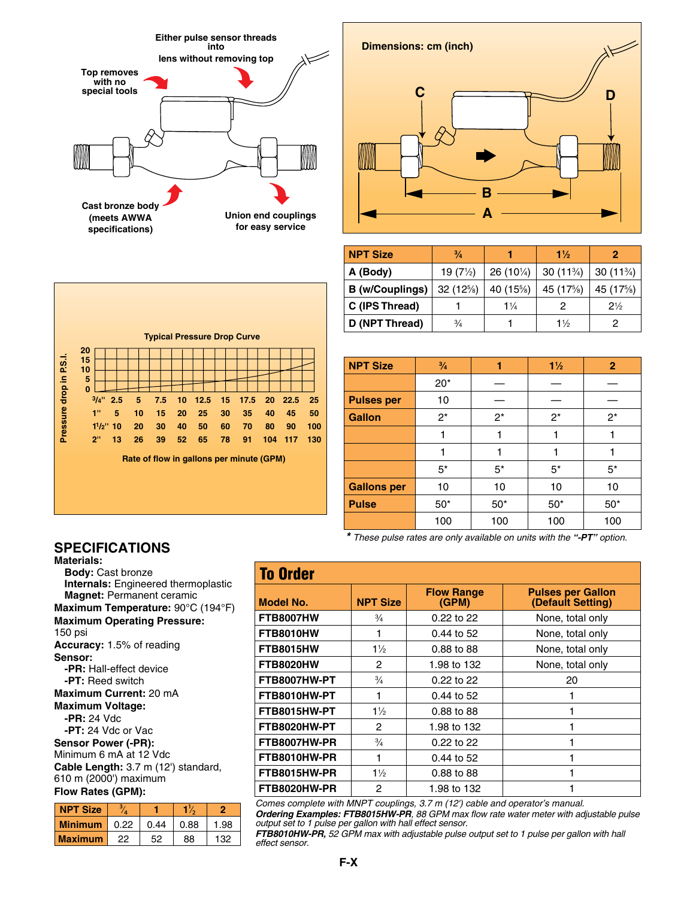Top removes with no special tools

Either pulse sensor threads into lens without removing top

Cast bronze body (meets AWWA specifications)

Union end couplings for easy service

Dimensions: cm (inch)

C

D

B

A

| NPT Size | ¾ | 1 | 1½ | 2 |
|---|---|---|---|---|
| A (Body) | 19 (7½) | 26 (10¼) | 30 (11¾) | 30 (11¾) |
| B (w/Couplings) | 32 (12⅝) | 40 (15⅝) | 45 (17⅝) | 45 (17⅝) |
| C (IPS Thread) | 1 | 1¼ | 2 | 2½ |
| D (NPT Thread) | ¾ | 1 | 1½ | 2 |

Typical Pressure Drop Curve

Pressure drop in P.S.I.

20
15
10
5
0

3/4" 2.5 5 7.5 10 12.5 15 17.5 20 22.5 25
1" 5 10 15 20 25 30 35 40 45 50
1½" 10 20 30 40 50 60 70 80 90 100
2" 13 26 39 52 65 78 91 104 117 130

Rate of flow in gallons per minute (GPM)

| NPT Size | ¾ | 1 | 1½ | 2 |
|---|---|---|---|---|
| | 20* | — | — | — |
| Pulses per | 10 | — | — | — |
| Gallon | 2* | 2* | 2* | 2* |
| | 1 | 1 | 1 | 1 |
| | 1 | 1 | 1 | 1 |
| | 5* | 5* | 5* | 5* |
| Gallons per | 10 | 10 | 10 | 10 |
| Pulse | 50* | 50* | 50* | 50* |
| | 100 | 100 | 100 | 100 |

*\* These pulse rates are only available on units with the **"-PT"** option.*

## SPECIFICATIONS

**Materials:**
- **Body:** Cast bronze
- **Internals:** Engineered thermoplastic
- **Magnet:** Permanent ceramic

**Maximum Temperature:** 90°C (194°F)

**Maximum Operating Pressure:** 150 psi

**Accuracy:** 1.5% of reading

**Sensor:**
- **-PR:** Hall-effect device
- **-PT:** Reed switch

**Maximum Current:** 20 mA

**Maximum Voltage:**
- **-PR:** 24 Vdc
- **-PT:** 24 Vdc or Vac

**Sensor Power (-PR):** Minimum 6 mA at 12 Vdc

**Cable Length:** 3.7 m (12') standard, 610 m (2000') maximum

**Flow Rates (GPM):**

| NPT Size | ¾ | 1 | 1½ | 2 |
|---|---|---|---|---|
| Minimum | 0.22 | 0.44 | 0.88 | 1.98 |
| Maximum | 22 | 52 | 88 | 132 |

## To Order

| Model No. | NPT Size | Flow Range (GPM) | Pulses per Gallon (Default Setting) |
|---|---|---|---|
| FTB8007HW | ¾ | 0.22 to 22 | None, total only |
| FTB8010HW | 1 | 0.44 to 52 | None, total only |
| FTB8015HW | 1½ | 0.88 to 88 | None, total only |
| FTB8020HW | 2 | 1.98 to 132 | None, total only |
| FTB8007HW-PT | ¾ | 0.22 to 22 | 20 |
| FTB8010HW-PT | 1 | 0.44 to 52 | 1 |
| FTB8015HW-PT | 1½ | 0.88 to 88 | 1 |
| FTB8020HW-PT | 2 | 1.98 to 132 | 1 |
| FTB8007HW-PR | ¾ | 0.22 to 22 | 1 |
| FTB8010HW-PR | 1 | 0.44 to 52 | 1 |
| FTB8015HW-PR | 1½ | 0.88 to 88 | 1 |
| FTB8020HW-PR | 2 | 1.98 to 132 | 1 |

*Comes complete with MNPT couplings, 3.7 m (12') cable and operator's manual.*
***Ordering Examples: FTB8015HW-PR**, 88 GPM max flow rate water meter with adjustable pulse output set to 1 pulse per gallon with hall effect sensor.*
***FTB8010HW-PR,** 52 GPM max with adjustable pulse output set to 1 pulse per gallon with hall effect sensor.*